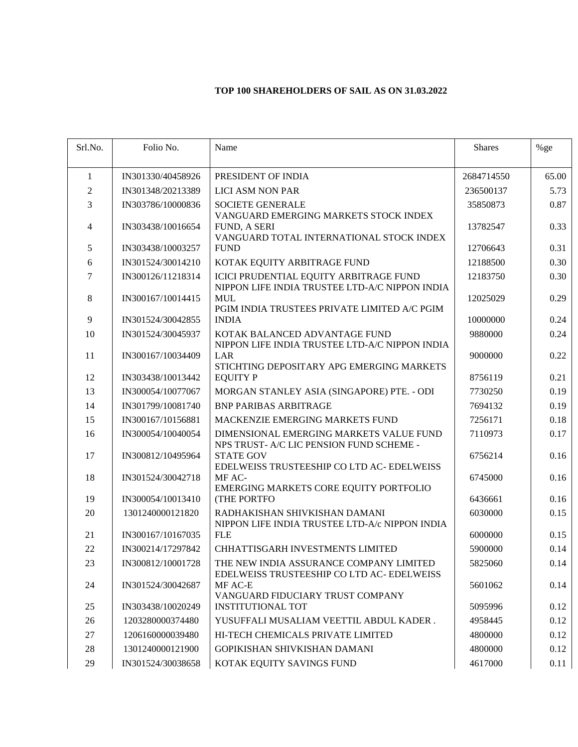**TOP 100 SHAREHOLDERS OF SAIL AS ON 31.03.2022**

| Srl.No. | Folio No. | Name | Shares | %ge |
|---|---|---|---|---|
| 1 | IN301330/40458926 | PRESIDENT OF INDIA | 2684714550 | 65.00 |
| 2 | IN301348/20213389 | LICI ASM NON PAR | 236500137 | 5.73 |
| 3 | IN303786/10000836 | SOCIETE GENERALE | 35850873 | 0.87 |
| 4 | IN303438/10016654 | VANGUARD EMERGING MARKETS STOCK INDEX FUND, A SERI | 13782547 | 0.33 |
| 5 | IN303438/10003257 | VANGUARD TOTAL INTERNATIONAL STOCK INDEX FUND | 12706643 | 0.31 |
| 6 | IN301524/30014210 | KOTAK EQUITY ARBITRAGE FUND | 12188500 | 0.30 |
| 7 | IN300126/11218314 | ICICI PRUDENTIAL EQUITY ARBITRAGE FUND | 12183750 | 0.30 |
| 8 | IN300167/10014415 | NIPPON LIFE INDIA TRUSTEE LTD-A/C NIPPON INDIA MUL | 12025029 | 0.29 |
| 9 | IN301524/30042855 | PGIM INDIA TRUSTEES PRIVATE LIMITED A/C PGIM INDIA | 10000000 | 0.24 |
| 10 | IN301524/30045937 | KOTAK BALANCED ADVANTAGE FUND | 9880000 | 0.24 |
| 11 | IN300167/10034409 | NIPPON LIFE INDIA TRUSTEE LTD-A/C NIPPON INDIA LAR | 9000000 | 0.22 |
| 12 | IN303438/10013442 | STICHTING DEPOSITARY APG EMERGING MARKETS EQUITY P | 8756119 | 0.21 |
| 13 | IN300054/10077067 | MORGAN STANLEY ASIA (SINGAPORE) PTE. - ODI | 7730250 | 0.19 |
| 14 | IN301799/10081740 | BNP PARIBAS ARBITRAGE | 7694132 | 0.19 |
| 15 | IN300167/10156881 | MACKENZIE EMERGING MARKETS FUND | 7256171 | 0.18 |
| 16 | IN300054/10040054 | DIMENSIONAL EMERGING MARKETS VALUE FUND | 7110973 | 0.17 |
| 17 | IN300812/10495964 | NPS TRUST- A/C LIC PENSION FUND SCHEME - STATE GOV | 6756214 | 0.16 |
| 18 | IN301524/30042718 | EDELWEISS TRUSTEESHIP CO LTD AC- EDELWEISS MF AC- | 6745000 | 0.16 |
| 19 | IN300054/10013410 | EMERGING MARKETS CORE EQUITY PORTFOLIO (THE PORTFO | 6436661 | 0.16 |
| 20 | 1301240000121820 | RADHAKISHAN SHIVKISHAN DAMANI | 6030000 | 0.15 |
| 21 | IN300167/10167035 | NIPPON LIFE INDIA TRUSTEE LTD-A/c NIPPON INDIA FLE | 6000000 | 0.15 |
| 22 | IN300214/17297842 | CHHATTISGARH INVESTMENTS LIMITED | 5900000 | 0.14 |
| 23 | IN300812/10001728 | THE NEW INDIA ASSURANCE COMPANY LIMITED | 5825060 | 0.14 |
| 24 | IN301524/30042687 | EDELWEISS TRUSTEESHIP CO LTD AC- EDELWEISS MF AC-E | 5601062 | 0.14 |
| 25 | IN303438/10020249 | VANGUARD FIDUCIARY TRUST COMPANY INSTITUTIONAL TOT | 5095996 | 0.12 |
| 26 | 1203280000374480 | YUSUFFALI MUSALIAM VEETTIL ABDUL KADER . | 4958445 | 0.12 |
| 27 | 1206160000039480 | HI-TECH CHEMICALS PRIVATE LIMITED | 4800000 | 0.12 |
| 28 | 1301240000121900 | GOPIKISHAN SHIVKISHAN DAMANI | 4800000 | 0.12 |
| 29 | IN301524/30038658 | KOTAK EQUITY SAVINGS FUND | 4617000 | 0.11 |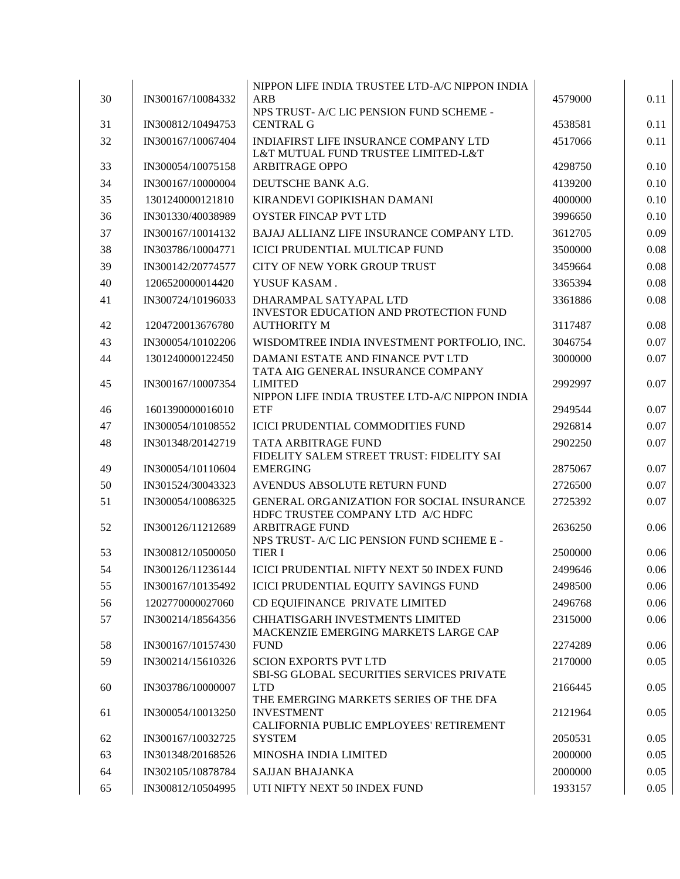| 30 | IN300167/10084332 | NIPPON LIFE INDIA TRUSTEE LTD-A/C NIPPON INDIA ARB | 4579000 | 0.11 |
|---|---|---|---|---|
| 31 | IN300812/10494753 | NPS TRUST- A/C LIC PENSION FUND SCHEME - CENTRAL G | 4538581 | 0.11 |
| 32 | IN300167/10067404 | INDIAFIRST LIFE INSURANCE COMPANY LTD | 4517066 | 0.11 |
| 33 | IN300054/10075158 | L&T MUTUAL FUND TRUSTEE LIMITED-L&T ARBITRAGE OPPO | 4298750 | 0.10 |
| 34 | IN300167/10000004 | DEUTSCHE BANK A.G. | 4139200 | 0.10 |
| 35 | 1301240000121810 | KIRANDEVI GOPIKISHAN DAMANI | 4000000 | 0.10 |
| 36 | IN301330/40038989 | OYSTER FINCAP PVT LTD | 3996650 | 0.10 |
| 37 | IN300167/10014132 | BAJAJ ALLIANZ LIFE INSURANCE COMPANY LTD. | 3612705 | 0.09 |
| 38 | IN303786/10004771 | ICICI PRUDENTIAL MULTICAP FUND | 3500000 | 0.08 |
| 39 | IN300142/20774577 | CITY OF NEW YORK GROUP TRUST | 3459664 | 0.08 |
| 40 | 1206520000014420 | YUSUF KASAM . | 3365394 | 0.08 |
| 41 | IN300724/10196033 | DHARAMPAL SATYAPAL LTD | 3361886 | 0.08 |
| 42 | 1204720013676780 | INVESTOR EDUCATION AND PROTECTION FUND AUTHORITY M | 3117487 | 0.08 |
| 43 | IN300054/10102206 | WISDOMTREE INDIA INVESTMENT PORTFOLIO, INC. | 3046754 | 0.07 |
| 44 | 1301240000122450 | DAMANI ESTATE AND FINANCE PVT LTD | 3000000 | 0.07 |
| 45 | IN300167/10007354 | TATA AIG GENERAL INSURANCE COMPANY LIMITED | 2992997 | 0.07 |
| 46 | 1601390000016010 | NIPPON LIFE INDIA TRUSTEE LTD-A/C NIPPON INDIA ETF | 2949544 | 0.07 |
| 47 | IN300054/10108552 | ICICI PRUDENTIAL COMMODITIES FUND | 2926814 | 0.07 |
| 48 | IN301348/20142719 | TATA ARBITRAGE FUND | 2902250 | 0.07 |
| 49 | IN300054/10110604 | FIDELITY SALEM STREET TRUST: FIDELITY SAI EMERGING | 2875067 | 0.07 |
| 50 | IN301524/30043323 | AVENDUS ABSOLUTE RETURN FUND | 2726500 | 0.07 |
| 51 | IN300054/10086325 | GENERAL ORGANIZATION FOR SOCIAL INSURANCE | 2725392 | 0.07 |
| 52 | IN300126/11212689 | HDFC TRUSTEE COMPANY LTD A/C HDFC ARBITRAGE FUND | 2636250 | 0.06 |
| 53 | IN300812/10500050 | NPS TRUST- A/C LIC PENSION FUND SCHEME E - TIER I | 2500000 | 0.06 |
| 54 | IN300126/11236144 | ICICI PRUDENTIAL NIFTY NEXT 50 INDEX FUND | 2499646 | 0.06 |
| 55 | IN300167/10135492 | ICICI PRUDENTIAL EQUITY SAVINGS FUND | 2498500 | 0.06 |
| 56 | 1202770000027060 | CD EQUIFINANCE PRIVATE LIMITED | 2496768 | 0.06 |
| 57 | IN300214/18564356 | CHHATISGARH INVESTMENTS LIMITED | 2315000 | 0.06 |
| 58 | IN300167/10157430 | MACKENZIE EMERGING MARKETS LARGE CAP FUND | 2274289 | 0.06 |
| 59 | IN300214/15610326 | SCION EXPORTS PVT LTD | 2170000 | 0.05 |
| 60 | IN303786/10000007 | SBI-SG GLOBAL SECURITIES SERVICES PRIVATE LTD | 2166445 | 0.05 |
| 61 | IN300054/10013250 | THE EMERGING MARKETS SERIES OF THE DFA INVESTMENT | 2121964 | 0.05 |
| 62 | IN300167/10032725 | CALIFORNIA PUBLIC EMPLOYEES' RETIREMENT SYSTEM | 2050531 | 0.05 |
| 63 | IN301348/20168526 | MINOSHA INDIA LIMITED | 2000000 | 0.05 |
| 64 | IN302105/10878784 | SAJJAN BHAJANKA | 2000000 | 0.05 |
| 65 | IN300812/10504995 | UTI NIFTY NEXT 50 INDEX FUND | 1933157 | 0.05 |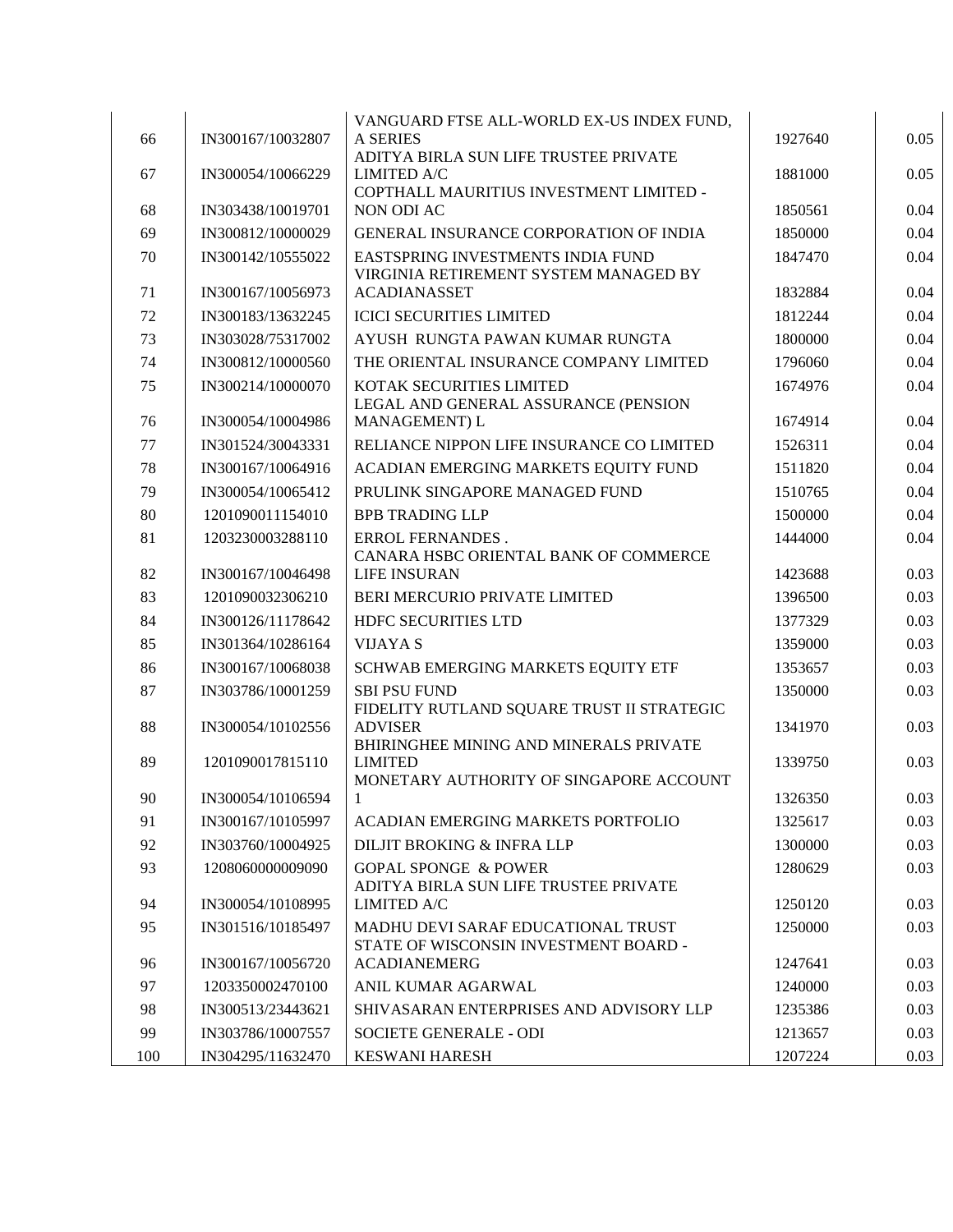| | | | | |
|---|---|---|---|---|
| 66 | IN300167/10032807 | VANGUARD FTSE ALL-WORLD EX-US INDEX FUND, A SERIES | 1927640 | 0.05 |
| 67 | IN300054/10066229 | ADITYA BIRLA SUN LIFE TRUSTEE PRIVATE LIMITED A/C | 1881000 | 0.05 |
| 68 | IN303438/10019701 | COPTHALL MAURITIUS INVESTMENT LIMITED - NON ODI AC | 1850561 | 0.04 |
| 69 | IN300812/10000029 | GENERAL INSURANCE CORPORATION OF INDIA | 1850000 | 0.04 |
| 70 | IN300142/10555022 | EASTSPRING INVESTMENTS INDIA FUND | 1847470 | 0.04 |
| 71 | IN300167/10056973 | VIRGINIA RETIREMENT SYSTEM MANAGED BY ACADIANASSET | 1832884 | 0.04 |
| 72 | IN300183/13632245 | ICICI SECURITIES LIMITED | 1812244 | 0.04 |
| 73 | IN303028/75317002 | AYUSH RUNGTA PAWAN KUMAR RUNGTA | 1800000 | 0.04 |
| 74 | IN300812/10000560 | THE ORIENTAL INSURANCE COMPANY LIMITED | 1796060 | 0.04 |
| 75 | IN300214/10000070 | KOTAK SECURITIES LIMITED | 1674976 | 0.04 |
| 76 | IN300054/10004986 | LEGAL AND GENERAL ASSURANCE (PENSION MANAGEMENT) L | 1674914 | 0.04 |
| 77 | IN301524/30043331 | RELIANCE NIPPON LIFE INSURANCE CO LIMITED | 1526311 | 0.04 |
| 78 | IN300167/10064916 | ACADIAN EMERGING MARKETS EQUITY FUND | 1511820 | 0.04 |
| 79 | IN300054/10065412 | PRULINK SINGAPORE MANAGED FUND | 1510765 | 0.04 |
| 80 | 1201090011154010 | BPB TRADING LLP | 1500000 | 0.04 |
| 81 | 1203230003288110 | ERROL FERNANDES . | 1444000 | 0.04 |
| 82 | IN300167/10046498 | CANARA HSBC ORIENTAL BANK OF COMMERCE LIFE INSURAN | 1423688 | 0.03 |
| 83 | 1201090032306210 | BERI MERCURIO PRIVATE LIMITED | 1396500 | 0.03 |
| 84 | IN300126/11178642 | HDFC SECURITIES LTD | 1377329 | 0.03 |
| 85 | IN301364/10286164 | VIJAYA S | 1359000 | 0.03 |
| 86 | IN300167/10068038 | SCHWAB EMERGING MARKETS EQUITY ETF | 1353657 | 0.03 |
| 87 | IN303786/10001259 | SBI PSU FUND | 1350000 | 0.03 |
| 88 | IN300054/10102556 | FIDELITY RUTLAND SQUARE TRUST II STRATEGIC ADVISER | 1341970 | 0.03 |
| 89 | 1201090017815110 | BHIRINGHEE MINING AND MINERALS PRIVATE LIMITED | 1339750 | 0.03 |
| 90 | IN300054/10106594 | MONETARY AUTHORITY OF SINGAPORE ACCOUNT 1 | 1326350 | 0.03 |
| 91 | IN300167/10105997 | ACADIAN EMERGING MARKETS PORTFOLIO | 1325617 | 0.03 |
| 92 | IN303760/10004925 | DILJIT BROKING & INFRA LLP | 1300000 | 0.03 |
| 93 | 1208060000009090 | GOPAL SPONGE & POWER | 1280629 | 0.03 |
| 94 | IN300054/10108995 | ADITYA BIRLA SUN LIFE TRUSTEE PRIVATE LIMITED A/C | 1250120 | 0.03 |
| 95 | IN301516/10185497 | MADHU DEVI SARAF EDUCATIONAL TRUST | 1250000 | 0.03 |
| 96 | IN300167/10056720 | STATE OF WISCONSIN INVESTMENT BOARD - ACADIANEMERG | 1247641 | 0.03 |
| 97 | 1203350002470100 | ANIL KUMAR AGARWAL | 1240000 | 0.03 |
| 98 | IN300513/23443621 | SHIVASARAN ENTERPRISES AND ADVISORY LLP | 1235386 | 0.03 |
| 99 | IN303786/10007557 | SOCIETE GENERALE - ODI | 1213657 | 0.03 |
| 100 | IN304295/11632470 | KESWANI HARESH | 1207224 | 0.03 |